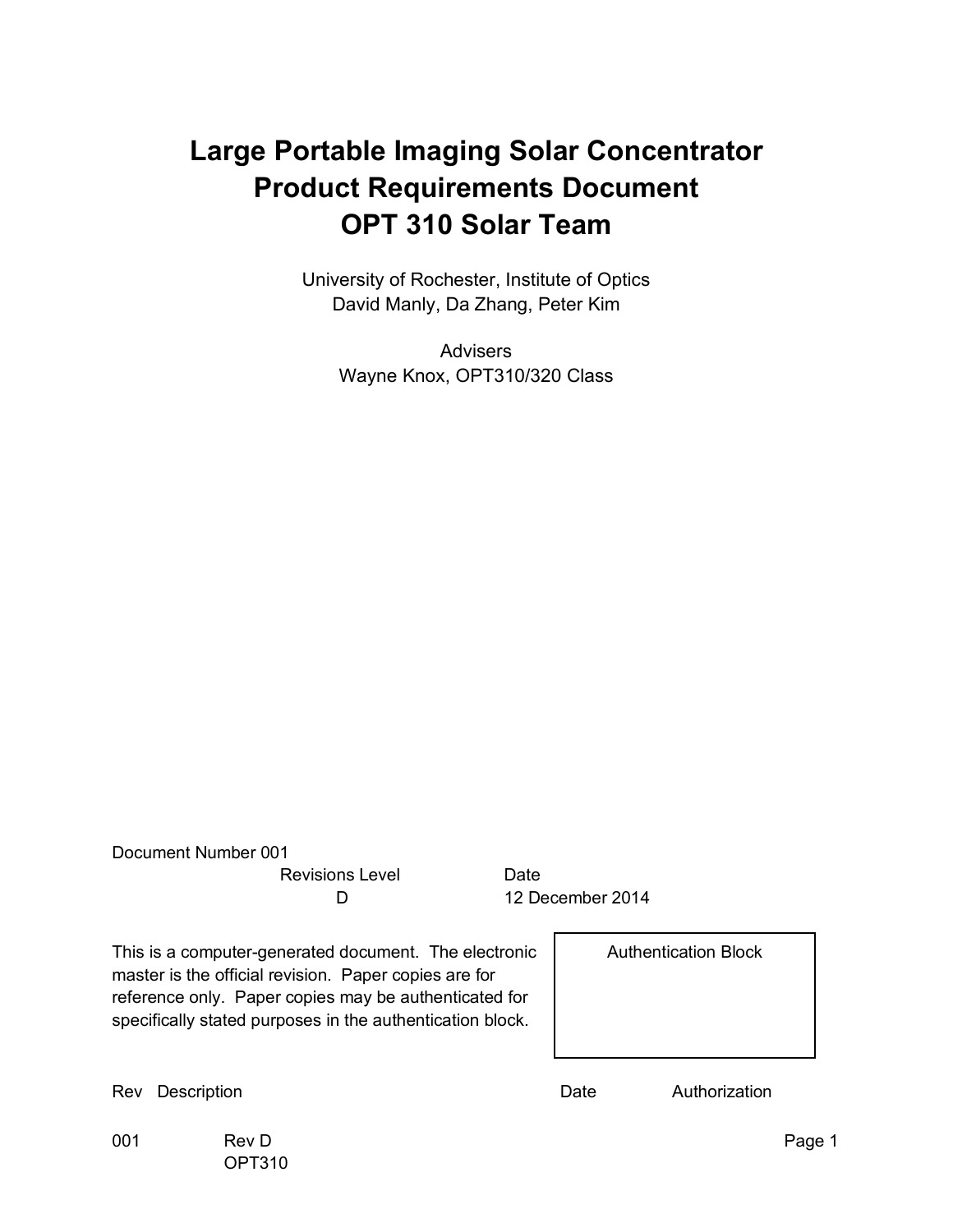# Large Portable Imaging Solar Concentrator
# Product Requirements Document
# OPT 310 Solar Team

University of Rochester, Institute of Optics
David Manly, Da Zhang, Peter Kim

Advisers
Wayne Knox, OPT310/320 Class

Document Number 001

| Revisions Level | Date |
| --- | --- |
| D | 12 December 2014 |

This is a computer-generated document. The electronic master is the official revision. Paper copies are for reference only. Paper copies may be authenticated for specifically stated purposes in the authentication block.

| Authentication Block |
| --- |
| |

| Rev | Description | Date | Authorization |
| --- | --- | --- | --- |
| 001 | Rev D<br>OPT310 | | |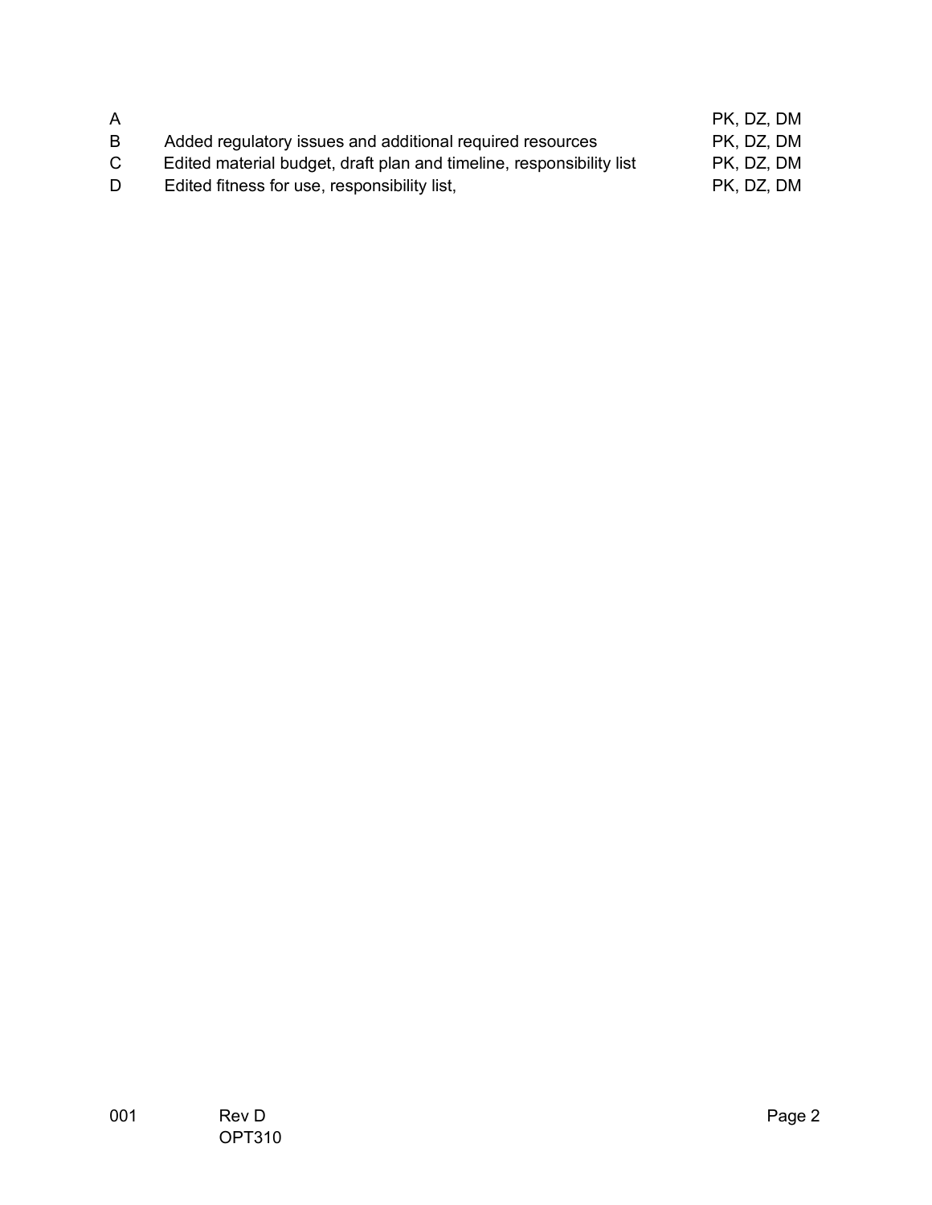| | | |
|---|---|---|
| A | | PK, DZ, DM |
| B | Added regulatory issues and additional required resources | PK, DZ, DM |
| C | Edited material budget, draft plan and timeline, responsibility list | PK, DZ, DM |
| D | Edited fitness for use, responsibility list, | PK, DZ, DM |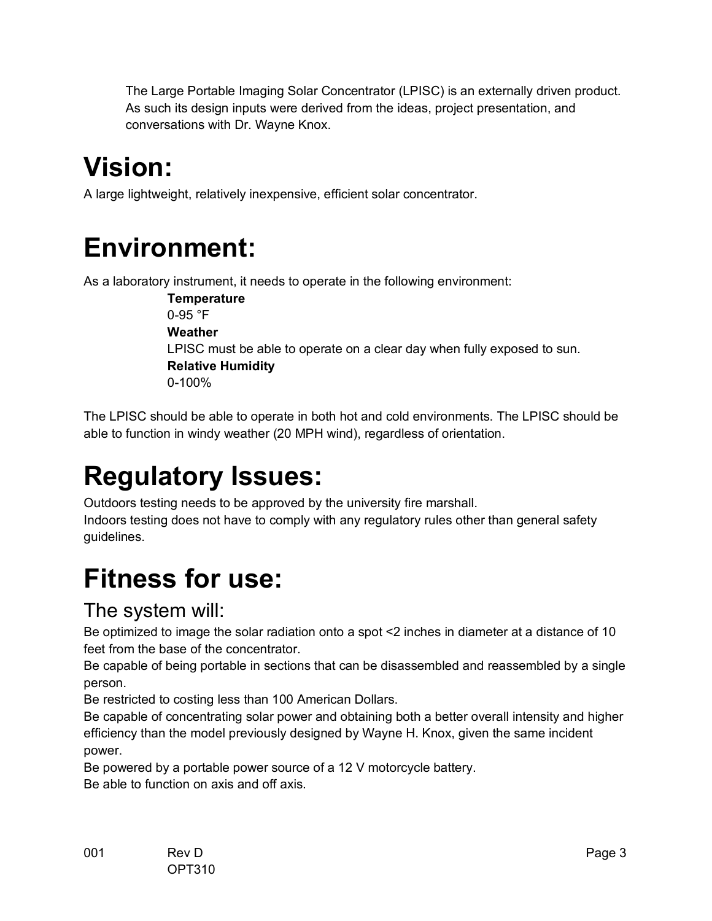The Large Portable Imaging Solar Concentrator (LPISC) is an externally driven product. As such its design inputs were derived from the ideas, project presentation, and conversations with Dr. Wayne Knox.

# Vision:

A large lightweight, relatively inexpensive, efficient solar concentrator.

# Environment:

As a laboratory instrument, it needs to operate in the following environment:

**Temperature**
0-95 °F
**Weather**
LPISC must be able to operate on a clear day when fully exposed to sun.
**Relative Humidity**
0-100%

The LPISC should be able to operate in both hot and cold environments. The LPISC should be able to function in windy weather (20 MPH wind), regardless of orientation.

# Regulatory Issues:

Outdoors testing needs to be approved by the university fire marshall.
Indoors testing does not have to comply with any regulatory rules other than general safety guidelines.

# Fitness for use:

## The system will:

Be optimized to image the solar radiation onto a spot <2 inches in diameter at a distance of 10 feet from the base of the concentrator.
Be capable of being portable in sections that can be disassembled and reassembled by a single person.
Be restricted to costing less than 100 American Dollars.
Be capable of concentrating solar power and obtaining both a better overall intensity and higher efficiency than the model previously designed by Wayne H. Knox, given the same incident power.
Be powered by a portable power source of a 12 V motorcycle battery.
Be able to function on axis and off axis.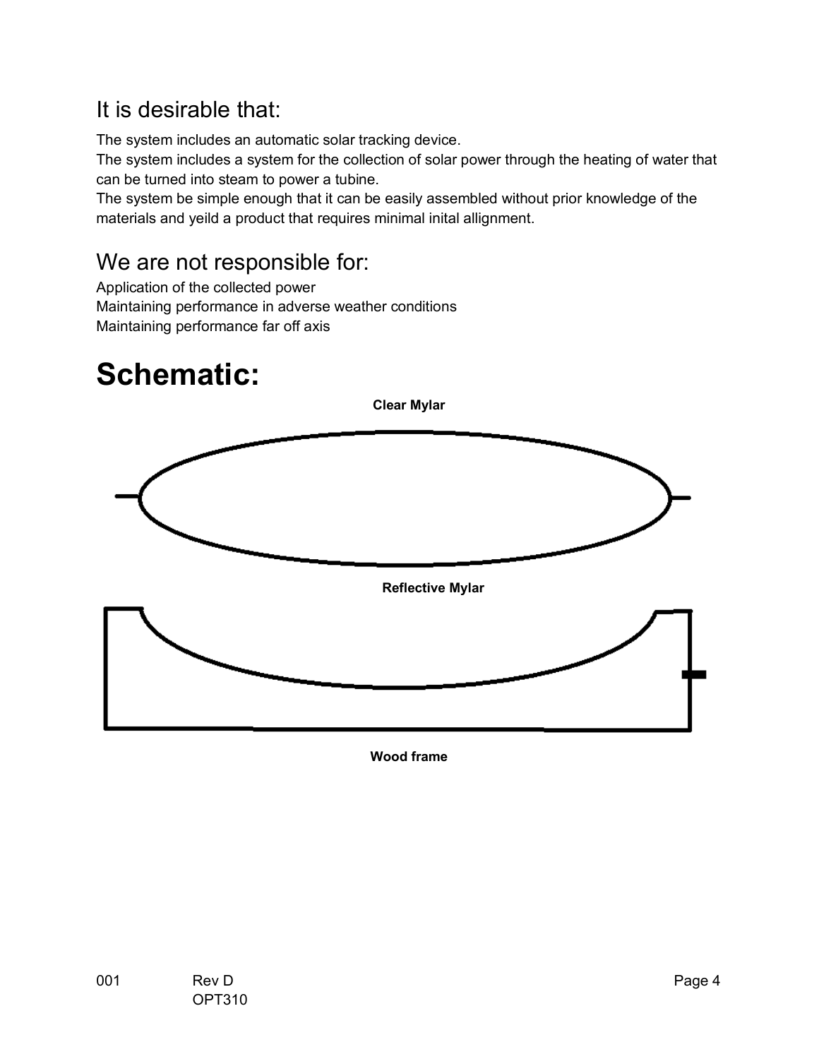## It is desirable that:

The system includes an automatic solar tracking device.
The system includes a system for the collection of solar power through the heating of water that can be turned into steam to power a tubine.
The system be simple enough that it can be easily assembled without prior knowledge of the materials and yeild a product that requires minimal inital allignment.

## We are not responsible for:

Application of the collected power
Maintaining performance in adverse weather conditions
Maintaining performance far off axis

# Schematic:

**Clear Mylar**

**Reflective Mylar**

**Wood frame**